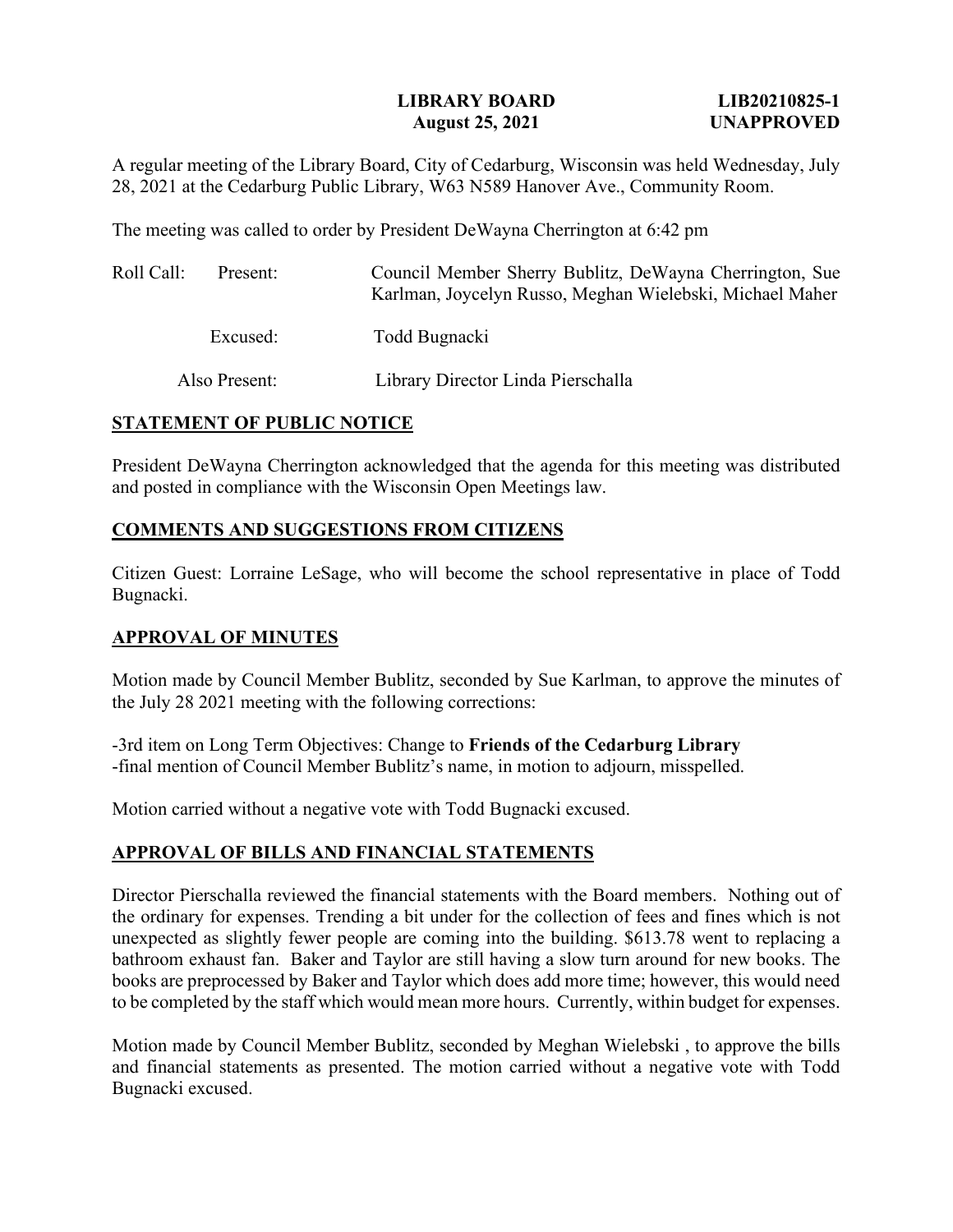**LIBRARY BOARD** **LIB20210825-1**
**August 25, 2021** **UNAPPROVED**

A regular meeting of the Library Board, City of Cedarburg, Wisconsin was held Wednesday, July 28, 2021 at the Cedarburg Public Library, W63 N589 Hanover Ave., Community Room.

The meeting was called to order by President DeWayna Cherrington at 6:42 pm

Roll Call: Present: Council Member Sherry Bublitz, DeWayna Cherrington, Sue Karlman, Joycelyn Russo, Meghan Wielebski, Michael Maher

Excused: Todd Bugnacki

Also Present: Library Director Linda Pierschalla

## STATEMENT OF PUBLIC NOTICE

President DeWayna Cherrington acknowledged that the agenda for this meeting was distributed and posted in compliance with the Wisconsin Open Meetings law.

## COMMENTS AND SUGGESTIONS FROM CITIZENS

Citizen Guest: Lorraine LeSage, who will become the school representative in place of Todd Bugnacki.

## APPROVAL OF MINUTES

Motion made by Council Member Bublitz, seconded by Sue Karlman, to approve the minutes of the July 28 2021 meeting with the following corrections:

-3rd item on Long Term Objectives: Change to **Friends of the Cedarburg Library**
-final mention of Council Member Bublitz's name, in motion to adjourn, misspelled.

Motion carried without a negative vote with Todd Bugnacki excused.

## APPROVAL OF BILLS AND FINANCIAL STATEMENTS

Director Pierschalla reviewed the financial statements with the Board members. Nothing out of the ordinary for expenses. Trending a bit under for the collection of fees and fines which is not unexpected as slightly fewer people are coming into the building. $613.78 went to replacing a bathroom exhaust fan. Baker and Taylor are still having a slow turn around for new books. The books are preprocessed by Baker and Taylor which does add more time; however, this would need to be completed by the staff which would mean more hours. Currently, within budget for expenses.

Motion made by Council Member Bublitz, seconded by Meghan Wielebski , to approve the bills and financial statements as presented. The motion carried without a negative vote with Todd Bugnacki excused.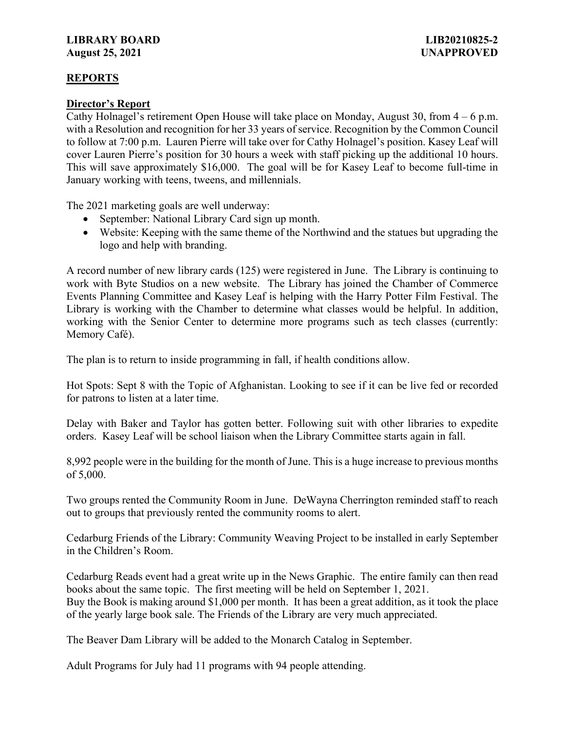## REPORTS

### Director's Report

Cathy Holnagel's retirement Open House will take place on Monday, August 30, from 4 – 6 p.m. with a Resolution and recognition for her 33 years of service. Recognition by the Common Council to follow at 7:00 p.m. Lauren Pierre will take over for Cathy Holnagel's position. Kasey Leaf will cover Lauren Pierre's position for 30 hours a week with staff picking up the additional 10 hours. This will save approximately $16,000. The goal will be for Kasey Leaf to become full-time in January working with teens, tweens, and millennials.

The 2021 marketing goals are well underway:

- September: National Library Card sign up month.
- Website: Keeping with the same theme of the Northwind and the statues but upgrading the logo and help with branding.

A record number of new library cards (125) were registered in June. The Library is continuing to work with Byte Studios on a new website. The Library has joined the Chamber of Commerce Events Planning Committee and Kasey Leaf is helping with the Harry Potter Film Festival. The Library is working with the Chamber to determine what classes would be helpful. In addition, working with the Senior Center to determine more programs such as tech classes (currently: Memory Café).

The plan is to return to inside programming in fall, if health conditions allow.

Hot Spots: Sept 8 with the Topic of Afghanistan. Looking to see if it can be live fed or recorded for patrons to listen at a later time.

Delay with Baker and Taylor has gotten better. Following suit with other libraries to expedite orders. Kasey Leaf will be school liaison when the Library Committee starts again in fall.

8,992 people were in the building for the month of June. This is a huge increase to previous months of 5,000.

Two groups rented the Community Room in June. DeWayna Cherrington reminded staff to reach out to groups that previously rented the community rooms to alert.

Cedarburg Friends of the Library: Community Weaving Project to be installed in early September in the Children's Room.

Cedarburg Reads event had a great write up in the News Graphic. The entire family can then read books about the same topic. The first meeting will be held on September 1, 2021.
Buy the Book is making around $1,000 per month. It has been a great addition, as it took the place of the yearly large book sale. The Friends of the Library are very much appreciated.

The Beaver Dam Library will be added to the Monarch Catalog in September.

Adult Programs for July had 11 programs with 94 people attending.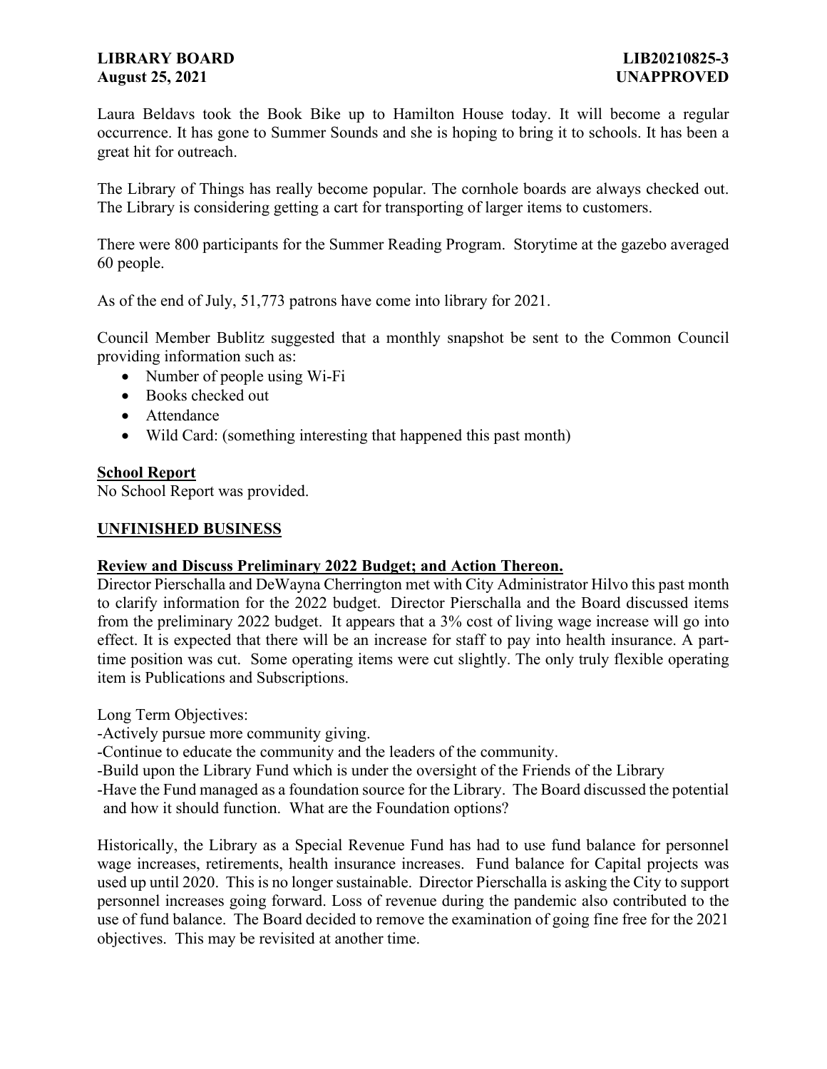Laura Beldavs took the Book Bike up to Hamilton House today. It will become a regular occurrence. It has gone to Summer Sounds and she is hoping to bring it to schools. It has been a great hit for outreach.

The Library of Things has really become popular. The cornhole boards are always checked out. The Library is considering getting a cart for transporting of larger items to customers.

There were 800 participants for the Summer Reading Program. Storytime at the gazebo averaged 60 people.

As of the end of July, 51,773 patrons have come into library for 2021.

Council Member Bublitz suggested that a monthly snapshot be sent to the Common Council providing information such as:

- Number of people using Wi-Fi
- Books checked out
- Attendance
- Wild Card: (something interesting that happened this past month)

**School Report**

No School Report was provided.

**UNFINISHED BUSINESS**

**Review and Discuss Preliminary 2022 Budget; and Action Thereon.**

Director Pierschalla and DeWayna Cherrington met with City Administrator Hilvo this past month to clarify information for the 2022 budget. Director Pierschalla and the Board discussed items from the preliminary 2022 budget. It appears that a 3% cost of living wage increase will go into effect. It is expected that there will be an increase for staff to pay into health insurance. A part-time position was cut. Some operating items were cut slightly. The only truly flexible operating item is Publications and Subscriptions.

Long Term Objectives:

-Actively pursue more community giving.

-Continue to educate the community and the leaders of the community.

-Build upon the Library Fund which is under the oversight of the Friends of the Library

-Have the Fund managed as a foundation source for the Library. The Board discussed the potential and how it should function. What are the Foundation options?

Historically, the Library as a Special Revenue Fund has had to use fund balance for personnel wage increases, retirements, health insurance increases. Fund balance for Capital projects was used up until 2020. This is no longer sustainable. Director Pierschalla is asking the City to support personnel increases going forward. Loss of revenue during the pandemic also contributed to the use of fund balance. The Board decided to remove the examination of going fine free for the 2021 objectives. This may be revisited at another time.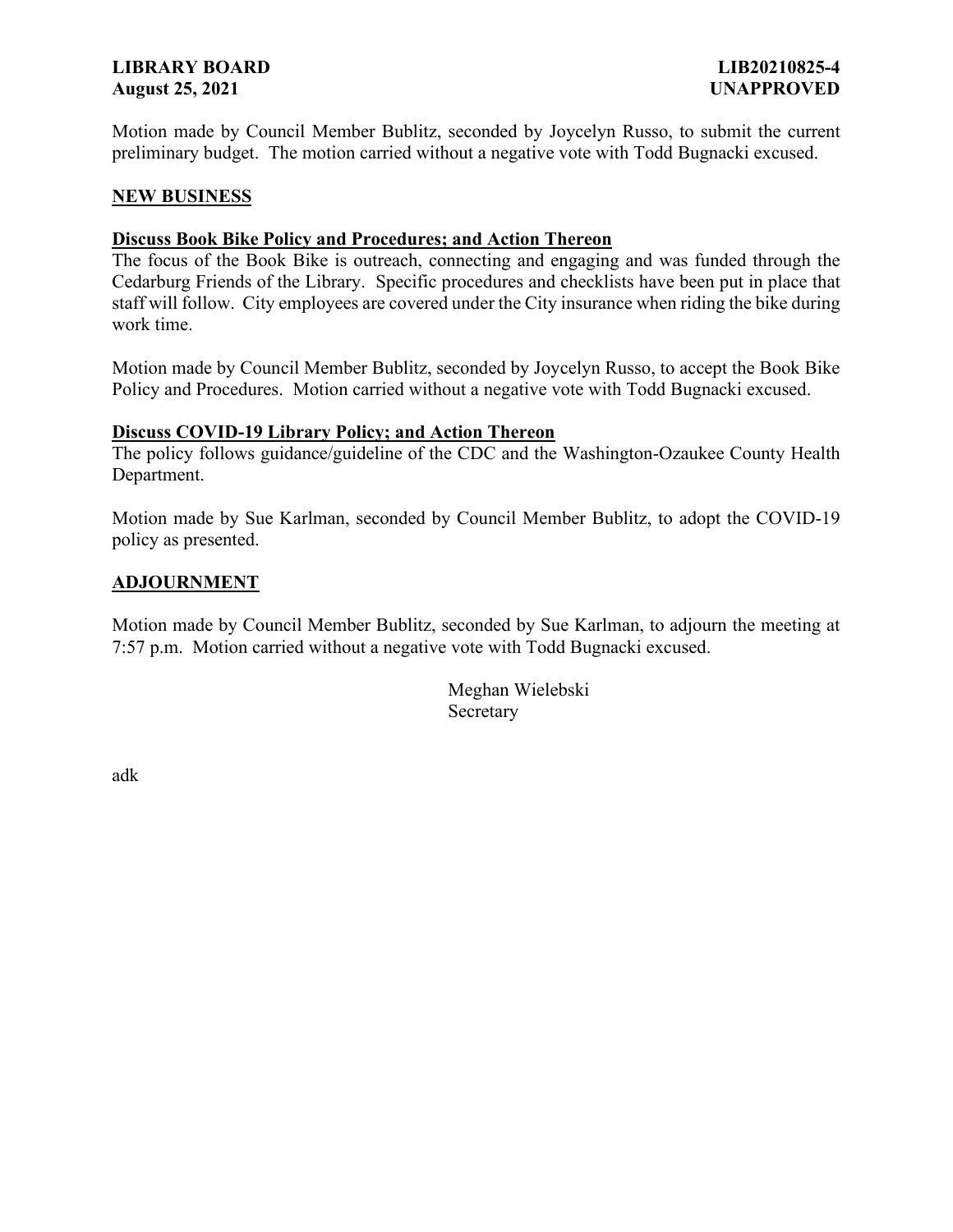Motion made by Council Member Bublitz, seconded by Joycelyn Russo, to submit the current preliminary budget. The motion carried without a negative vote with Todd Bugnacki excused.

## NEW BUSINESS

### Discuss Book Bike Policy and Procedures; and Action Thereon

The focus of the Book Bike is outreach, connecting and engaging and was funded through the Cedarburg Friends of the Library. Specific procedures and checklists have been put in place that staff will follow. City employees are covered under the City insurance when riding the bike during work time.

Motion made by Council Member Bublitz, seconded by Joycelyn Russo, to accept the Book Bike Policy and Procedures. Motion carried without a negative vote with Todd Bugnacki excused.

### Discuss COVID-19 Library Policy; and Action Thereon

The policy follows guidance/guideline of the CDC and the Washington-Ozaukee County Health Department.

Motion made by Sue Karlman, seconded by Council Member Bublitz, to adopt the COVID-19 policy as presented.

## ADJOURNMENT

Motion made by Council Member Bublitz, seconded by Sue Karlman, to adjourn the meeting at 7:57 p.m. Motion carried without a negative vote with Todd Bugnacki excused.

Meghan Wielebski
Secretary

adk